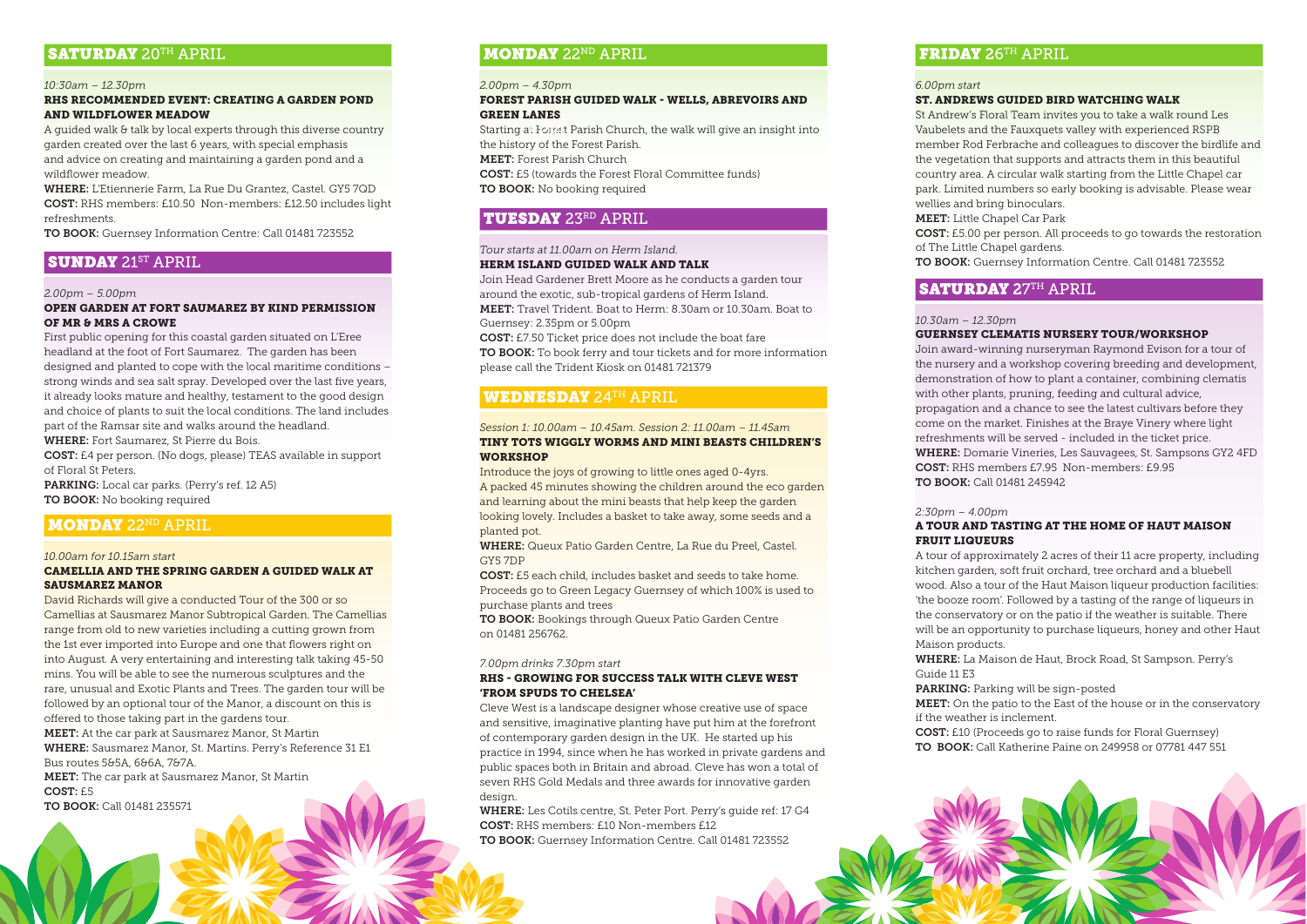## SATURDAY 20TH APRIL

*10:30am – 12.30pm*

**RHS RECOMMENDED EVENT: CREATING A GARDEN POND AND WILDFLOWER MEADOW**

A guided walk & talk by local experts through this diverse country garden created over the last 6 years, with special emphasis and advice on creating and maintaining a garden pond and a wildflower meadow.

**WHERE:** L'Etiennerie Farm, La Rue Du Grantez, Castel. GY5 7QD

**COST:** RHS members: £10.50 Non-members: £12.50 includes light refreshments.

**TO BOOK:** Guernsey Information Centre: Call 01481 723552

## SUNDAY 21ST APRIL

*2.00pm – 5.00pm*

**OPEN GARDEN AT FORT SAUMAREZ BY KIND PERMISSION OF MR & MRS A CROWE**

First public opening for this coastal garden situated on L'Eree headland at the foot of Fort Saumarez. The garden has been designed and planted to cope with the local maritime conditions – strong winds and sea salt spray. Developed over the last five years, it already looks mature and healthy, testament to the good design and choice of plants to suit the local conditions. The land includes part of the Ramsar site and walks around the headland.

**WHERE:** Fort Saumarez, St Pierre du Bois.

**COST:** £4 per person. (No dogs, please) TEAS available in support of Floral St Peters.

**PARKING:** Local car parks. (Perry's ref. 12 A5)

**TO BOOK:** No booking required

## MONDAY 22ND APRIL

*10.00am for 10.15am start*

**CAMELLIA AND THE SPRING GARDEN A GUIDED WALK AT SAUSMAREZ MANOR**

David Richards will give a conducted Tour of the 300 or so Camellias at Sausmarez Manor Subtropical Garden. The Camellias range from old to new varieties including a cutting grown from the 1st ever imported into Europe and one that flowers right on into August. A very entertaining and interesting talk taking 45-50 mins. You will be able to see the numerous sculptures and the rare, unusual and Exotic Plants and Trees. The garden tour will be followed by an optional tour of the Manor, a discount on this is offered to those taking part in the gardens tour.

**MEET:** At the car park at Sausmarez Manor, St Martin

**WHERE:** Sausmarez Manor, St. Martins. Perry's Reference 31 E1

Bus routes 5&5A, 6&6A, 7&7A.

**MEET:** The car park at Sausmarez Manor, St Martin

**COST:** £5

**TO BOOK:** Call 01481 235571

## MONDAY 22ND APRIL

*2.00pm – 4.30pm*

**FOREST PARISH GUIDED WALK - WELLS, ABREVOIRS AND GREEN LANES**

Starting at Forest Parish Church, the walk will give an insight into the history of the Forest Parish.

**MEET:** Forest Parish Church

**COST:** £5 (towards the Forest Floral Committee funds)

**TO BOOK:** No booking required

## TUESDAY 23RD APRIL

*Tour starts at 11.00am on Herm Island.*

**HERM ISLAND GUIDED WALK AND TALK**

Join Head Gardener Brett Moore as he conducts a garden tour around the exotic, sub-tropical gardens of Herm Island.

**MEET:** Travel Trident. Boat to Herm: 8.30am or 10.30am. Boat to Guernsey: 2.35pm or 5.00pm

**COST:** £7.50 Ticket price does not include the boat fare

**TO BOOK:** To book ferry and tour tickets and for more information please call the Trident Kiosk on 01481 721379

## WEDNESDAY 24TH APRIL

*Session 1: 10.00am – 10.45am. Session 2: 11.00am – 11.45am*

**TINY TOTS WIGGLY WORMS AND MINI BEASTS CHILDREN'S WORKSHOP**

Introduce the joys of growing to little ones aged 0-4yrs.

A packed 45 minutes showing the children around the eco garden and learning about the mini beasts that help keep the garden looking lovely. Includes a basket to take away, some seeds and a planted pot.

**WHERE:** Queux Patio Garden Centre, La Rue du Preel, Castel. GY5 7DP

**COST:** £5 each child, includes basket and seeds to take home. Proceeds go to Green Legacy Guernsey of which 100% is used to purchase plants and trees

**TO BOOK:** Bookings through Queux Patio Garden Centre on 01481 256762.

*7.00pm drinks 7.30pm start*

**RHS - GROWING FOR SUCCESS TALK WITH CLEVE WEST 'FROM SPUDS TO CHELSEA'**

Cleve West is a landscape designer whose creative use of space and sensitive, imaginative planting have put him at the forefront of contemporary garden design in the UK. He started up his practice in 1994, since when he has worked in private gardens and public spaces both in Britain and abroad. Cleve has won a total of seven RHS Gold Medals and three awards for innovative garden design.

**WHERE:** Les Cotils centre, St. Peter Port. Perry's guide ref: 17 G4

**COST:** RHS members: £10 Non-members £12

**TO BOOK:** Guernsey Information Centre. Call 01481 723552

## FRIDAY 26TH APRIL

*6.00pm start*

**ST. ANDREWS GUIDED BIRD WATCHING WALK**

St Andrew's Floral Team invites you to take a walk round Les Vaubelets and the Fauxquets valley with experienced RSPB member Rod Ferbrache and colleagues to discover the birdlife and the vegetation that supports and attracts them in this beautiful country area. A circular walk starting from the Little Chapel car park. Limited numbers so early booking is advisable. Please wear wellies and bring binoculars.

**MEET:** Little Chapel Car Park

**COST:** £5.00 per person. All proceeds to go towards the restoration of The Little Chapel gardens.

**TO BOOK:** Guernsey Information Centre. Call 01481 723552

## SATURDAY 27TH APRIL

*10.30am – 12.30pm*

**GUERNSEY CLEMATIS NURSERY TOUR/WORKSHOP**

Join award-winning nurseryman Raymond Evison for a tour of the nursery and a workshop covering breeding and development, demonstration of how to plant a container, combining clematis with other plants, pruning, feeding and cultural advice, propagation and a chance to see the latest cultivars before they come on the market. Finishes at the Braye Vinery where light refreshments will be served - included in the ticket price.

**WHERE:** Domarie Vineries, Les Sauvagees, St. Sampsons GY2 4FD

**COST:** RHS members £7.95 Non-members: £9.95

**TO BOOK:** Call 01481 245942

*2:30pm – 4.00pm*

**A TOUR AND TASTING AT THE HOME OF HAUT MAISON FRUIT LIQUEURS**

A tour of approximately 2 acres of their 11 acre property, including kitchen garden, soft fruit orchard, tree orchard and a bluebell wood. Also a tour of the Haut Maison liqueur production facilities: 'the booze room'. Followed by a tasting of the range of liqueurs in the conservatory or on the patio if the weather is suitable. There will be an opportunity to purchase liqueurs, honey and other Haut Maison products.

**WHERE:** La Maison de Haut, Brock Road, St Sampson. Perry's Guide 11 E3

**PARKING:** Parking will be sign-posted

**MEET:** On the patio to the East of the house or in the conservatory if the weather is inclement.

**COST:** £10 (Proceeds go to raise funds for Floral Guernsey)

**TO BOOK:** Call Katherine Paine on 249958 or 07781 447 551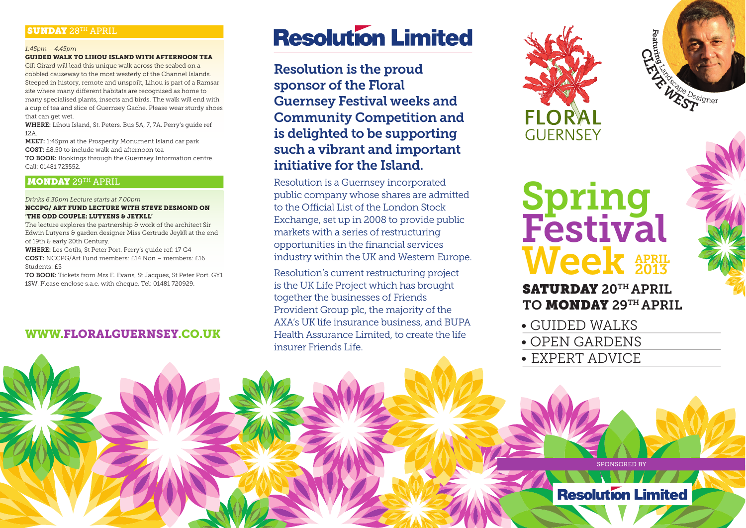## SUNDAY 28TH APRIL

*1:45pm – 4.45pm*

**GUIDED WALK TO LIHOU ISLAND WITH AFTERNOON TEA**

Gill Girard will lead this unique walk across the seabed on a cobbled causeway to the most westerly of the Channel Islands. Steeped in history, remote and unspoilt, Lihou is part of a Ramsar site where many different habitats are recognised as home to many specialised plants, insects and birds. The walk will end with a cup of tea and slice of Guernsey Gache. Please wear sturdy shoes that can get wet.

**WHERE:** Lihou Island, St. Peters. Bus 5A, 7, 7A. Perry's guide ref 12A.

**MEET:** 1:45pm at the Prosperity Monument Island car park

**COST:** £8.50 to include walk and afternoon tea

**TO BOOK:** Bookings through the Guernsey Information centre. Call: 01481 723552.

## MONDAY 29TH APRIL

*Drinks 6.30pm Lecture starts at 7.00pm*

**NCCPG/ ART FUND LECTURE WITH STEVE DESMOND ON 'THE ODD COUPLE: LUTYENS & JEYKLL'**

The lecture explores the partnership & work of the architect Sir Edwin Lutyens & garden designer Miss Gertrude Jeykll at the end of 19th & early 20th Century.

**WHERE:** Les Cotils, St Peter Port. Perry's guide ref: 17 G4

**COST:** NCCPG/Art Fund members: £14 Non – members: £16 Students: £5

**TO BOOK:** Tickets from Mrs E. Evans, St Jacques, St Peter Port. GY1 1SW. Please enclose s.a.e. with cheque. Tel: 01481 720929.

**WWW.FLORALGUERNSEY.CO.UK**

# Resolution Limited

**Resolution is the proud sponsor of the Floral Guernsey Festival weeks and Community Competition and is delighted to be supporting such a vibrant and important initiative for the Island.**

Resolution is a Guernsey incorporated public company whose shares are admitted to the Official List of the London Stock Exchange, set up in 2008 to provide public markets with a series of restructuring opportunities in the financial services industry within the UK and Western Europe.

Resolution's current restructuring project is the UK Life Project which has brought together the businesses of Friends Provident Group plc, the majority of the AXA's UK life insurance business, and BUPA Health Assurance Limited, to create the life insurer Friends Life.

FLORAL GUERNSEY

Featuring Landscape Designer CLEVE WEST

# Spring Festival Week APRIL 2013

**SATURDAY 20TH APRIL TO MONDAY 29TH APRIL**

- GUIDED WALKS
- OPEN GARDENS
- EXPERT ADVICE

SPONSORED BY

Resolution Limited